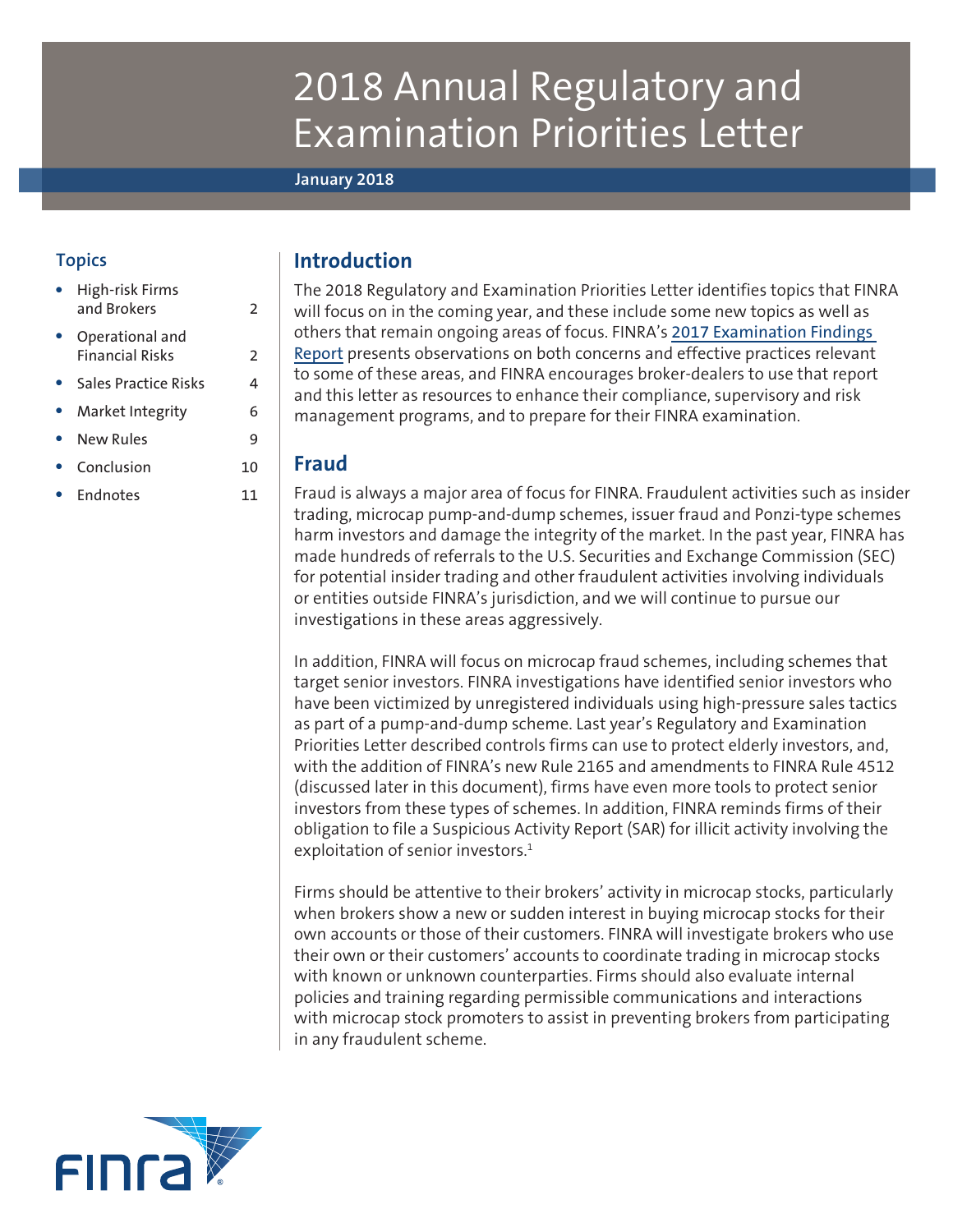# 2018 Annual Regulatory and Examination Priorities Letter

**January 2018**

## Topics

- High-risk Firms and Brokers 2
- Operational and Financial Risks 2
- Sales Practice Risks 4
- Market Integrity 6
- New Rules 9
- Conclusion 10
- Endnotes 11

## Introduction

The 2018 Regulatory and Examination Priorities Letter identifies topics that FINRA will focus on in the coming year, and these include some new topics as well as others that remain ongoing areas of focus. FINRA's 2017 Examination Findings Report presents observations on both concerns and effective practices relevant to some of these areas, and FINRA encourages broker-dealers to use that report and this letter as resources to enhance their compliance, supervisory and risk management programs, and to prepare for their FINRA examination.

## Fraud

Fraud is always a major area of focus for FINRA. Fraudulent activities such as insider trading, microcap pump-and-dump schemes, issuer fraud and Ponzi-type schemes harm investors and damage the integrity of the market. In the past year, FINRA has made hundreds of referrals to the U.S. Securities and Exchange Commission (SEC) for potential insider trading and other fraudulent activities involving individuals or entities outside FINRA's jurisdiction, and we will continue to pursue our investigations in these areas aggressively.

In addition, FINRA will focus on microcap fraud schemes, including schemes that target senior investors. FINRA investigations have identified senior investors who have been victimized by unregistered individuals using high-pressure sales tactics as part of a pump-and-dump scheme. Last year's Regulatory and Examination Priorities Letter described controls firms can use to protect elderly investors, and, with the addition of FINRA's new Rule 2165 and amendments to FINRA Rule 4512 (discussed later in this document), firms have even more tools to protect senior investors from these types of schemes. In addition, FINRA reminds firms of their obligation to file a Suspicious Activity Report (SAR) for illicit activity involving the exploitation of senior investors.[1]

Firms should be attentive to their brokers' activity in microcap stocks, particularly when brokers show a new or sudden interest in buying microcap stocks for their own accounts or those of their customers. FINRA will investigate brokers who use their own or their customers' accounts to coordinate trading in microcap stocks with known or unknown counterparties. Firms should also evaluate internal policies and training regarding permissible communications and interactions with microcap stock promoters to assist in preventing brokers from participating in any fraudulent scheme.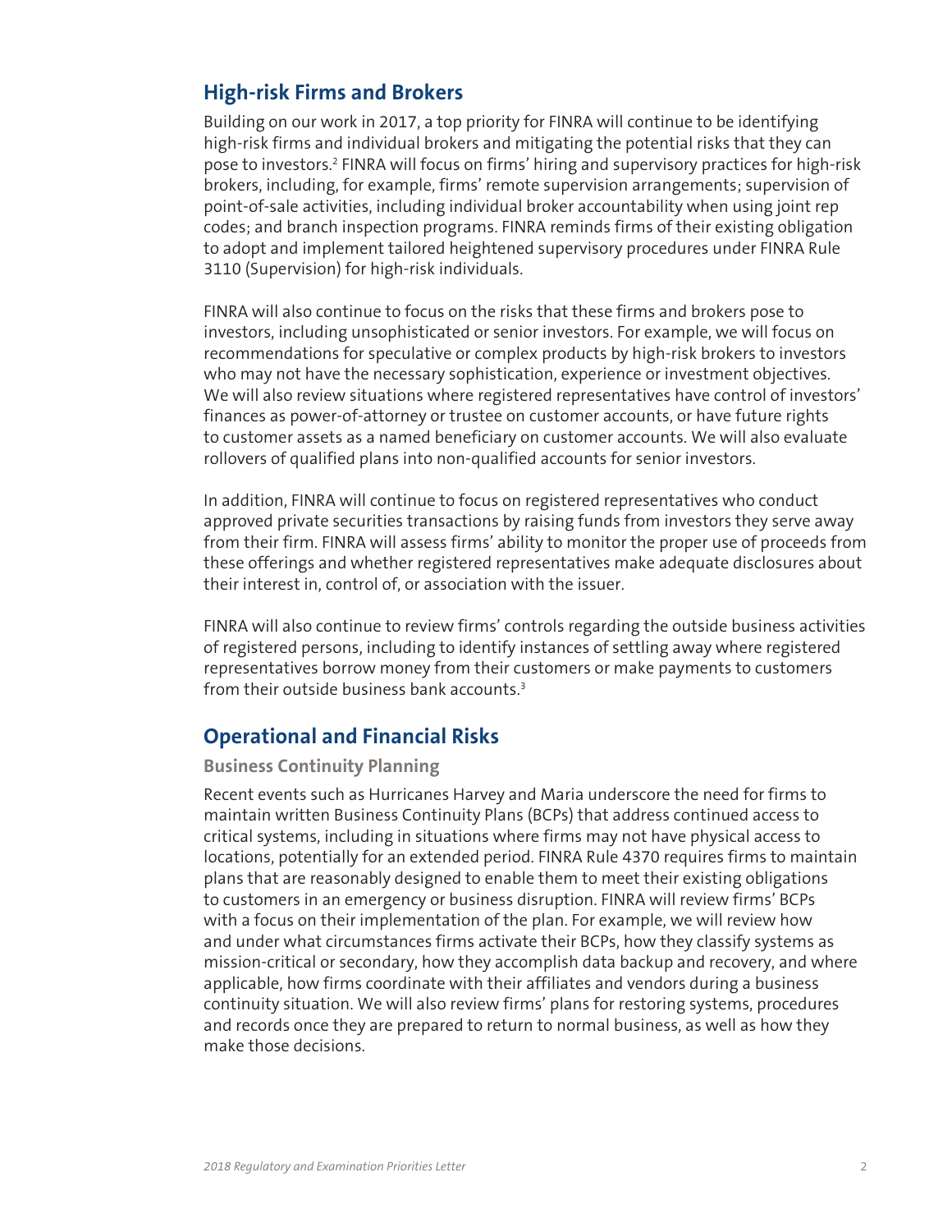## High-risk Firms and Brokers

Building on our work in 2017, a top priority for FINRA will continue to be identifying high-risk firms and individual brokers and mitigating the potential risks that they can pose to investors.[2] FINRA will focus on firms' hiring and supervisory practices for high-risk brokers, including, for example, firms' remote supervision arrangements; supervision of point-of-sale activities, including individual broker accountability when using joint rep codes; and branch inspection programs. FINRA reminds firms of their existing obligation to adopt and implement tailored heightened supervisory procedures under FINRA Rule 3110 (Supervision) for high-risk individuals.

FINRA will also continue to focus on the risks that these firms and brokers pose to investors, including unsophisticated or senior investors. For example, we will focus on recommendations for speculative or complex products by high-risk brokers to investors who may not have the necessary sophistication, experience or investment objectives. We will also review situations where registered representatives have control of investors' finances as power-of-attorney or trustee on customer accounts, or have future rights to customer assets as a named beneficiary on customer accounts. We will also evaluate rollovers of qualified plans into non-qualified accounts for senior investors.

In addition, FINRA will continue to focus on registered representatives who conduct approved private securities transactions by raising funds from investors they serve away from their firm. FINRA will assess firms' ability to monitor the proper use of proceeds from these offerings and whether registered representatives make adequate disclosures about their interest in, control of, or association with the issuer.

FINRA will also continue to review firms' controls regarding the outside business activities of registered persons, including to identify instances of settling away where registered representatives borrow money from their customers or make payments to customers from their outside business bank accounts.[3]

## Operational and Financial Risks

### Business Continuity Planning

Recent events such as Hurricanes Harvey and Maria underscore the need for firms to maintain written Business Continuity Plans (BCPs) that address continued access to critical systems, including in situations where firms may not have physical access to locations, potentially for an extended period. FINRA Rule 4370 requires firms to maintain plans that are reasonably designed to enable them to meet their existing obligations to customers in an emergency or business disruption. FINRA will review firms' BCPs with a focus on their implementation of the plan. For example, we will review how and under what circumstances firms activate their BCPs, how they classify systems as mission-critical or secondary, how they accomplish data backup and recovery, and where applicable, how firms coordinate with their affiliates and vendors during a business continuity situation. We will also review firms' plans for restoring systems, procedures and records once they are prepared to return to normal business, as well as how they make those decisions.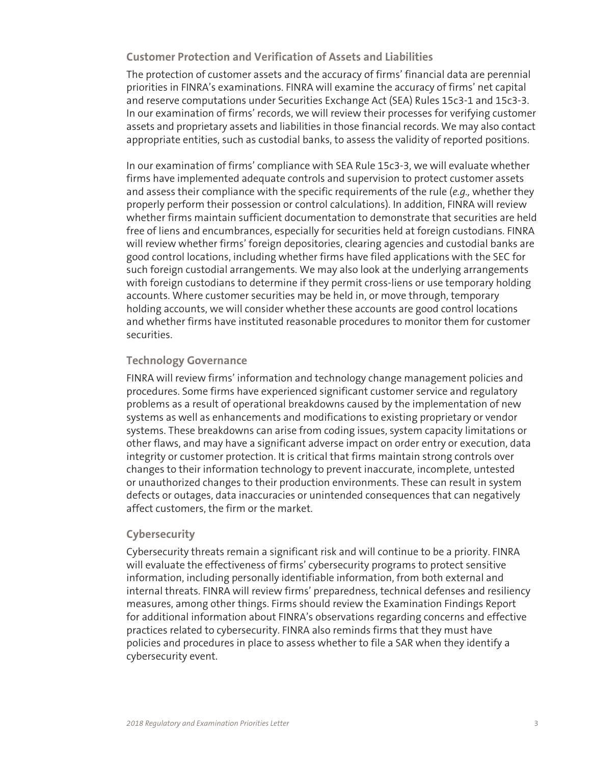## Customer Protection and Verification of Assets and Liabilities

The protection of customer assets and the accuracy of firms' financial data are perennial priorities in FINRA's examinations. FINRA will examine the accuracy of firms' net capital and reserve computations under Securities Exchange Act (SEA) Rules 15c3-1 and 15c3-3. In our examination of firms' records, we will review their processes for verifying customer assets and proprietary assets and liabilities in those financial records. We may also contact appropriate entities, such as custodial banks, to assess the validity of reported positions.

In our examination of firms' compliance with SEA Rule 15c3-3, we will evaluate whether firms have implemented adequate controls and supervision to protect customer assets and assess their compliance with the specific requirements of the rule (*e.g.,* whether they properly perform their possession or control calculations). In addition, FINRA will review whether firms maintain sufficient documentation to demonstrate that securities are held free of liens and encumbrances, especially for securities held at foreign custodians. FINRA will review whether firms' foreign depositories, clearing agencies and custodial banks are good control locations, including whether firms have filed applications with the SEC for such foreign custodial arrangements. We may also look at the underlying arrangements with foreign custodians to determine if they permit cross-liens or use temporary holding accounts. Where customer securities may be held in, or move through, temporary holding accounts, we will consider whether these accounts are good control locations and whether firms have instituted reasonable procedures to monitor them for customer securities.

## Technology Governance

FINRA will review firms' information and technology change management policies and procedures. Some firms have experienced significant customer service and regulatory problems as a result of operational breakdowns caused by the implementation of new systems as well as enhancements and modifications to existing proprietary or vendor systems. These breakdowns can arise from coding issues, system capacity limitations or other flaws, and may have a significant adverse impact on order entry or execution, data integrity or customer protection. It is critical that firms maintain strong controls over changes to their information technology to prevent inaccurate, incomplete, untested or unauthorized changes to their production environments. These can result in system defects or outages, data inaccuracies or unintended consequences that can negatively affect customers, the firm or the market.

## Cybersecurity

Cybersecurity threats remain a significant risk and will continue to be a priority. FINRA will evaluate the effectiveness of firms' cybersecurity programs to protect sensitive information, including personally identifiable information, from both external and internal threats. FINRA will review firms' preparedness, technical defenses and resiliency measures, among other things. Firms should review the Examination Findings Report for additional information about FINRA's observations regarding concerns and effective practices related to cybersecurity. FINRA also reminds firms that they must have policies and procedures in place to assess whether to file a SAR when they identify a cybersecurity event.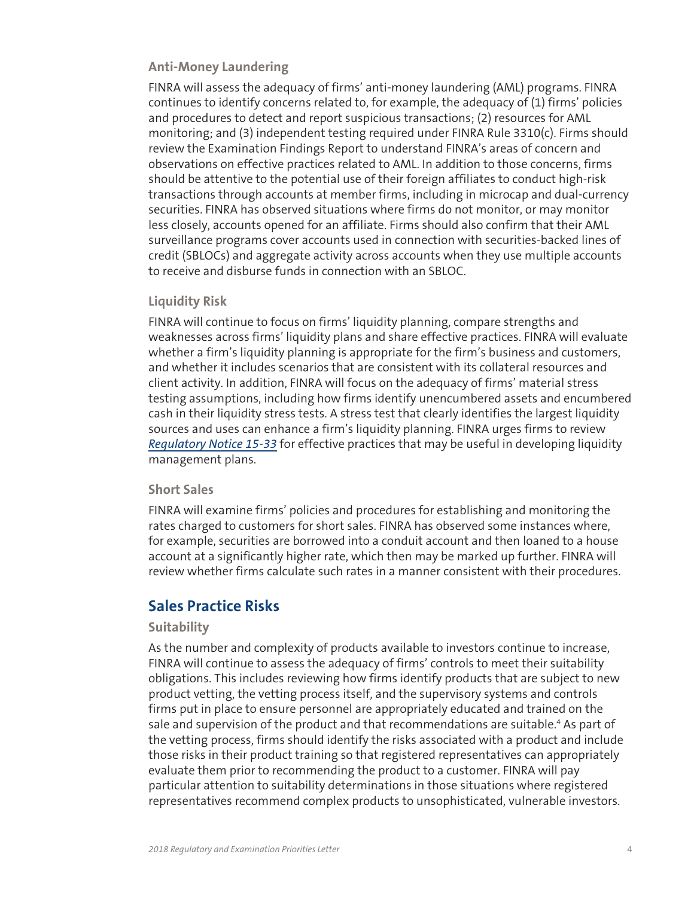### Anti-Money Laundering

FINRA will assess the adequacy of firms' anti-money laundering (AML) programs. FINRA continues to identify concerns related to, for example, the adequacy of (1) firms' policies and procedures to detect and report suspicious transactions; (2) resources for AML monitoring; and (3) independent testing required under FINRA Rule 3310(c). Firms should review the Examination Findings Report to understand FINRA's areas of concern and observations on effective practices related to AML. In addition to those concerns, firms should be attentive to the potential use of their foreign affiliates to conduct high-risk transactions through accounts at member firms, including in microcap and dual-currency securities. FINRA has observed situations where firms do not monitor, or may monitor less closely, accounts opened for an affiliate. Firms should also confirm that their AML surveillance programs cover accounts used in connection with securities-backed lines of credit (SBLOCs) and aggregate activity across accounts when they use multiple accounts to receive and disburse funds in connection with an SBLOC.

### Liquidity Risk

FINRA will continue to focus on firms' liquidity planning, compare strengths and weaknesses across firms' liquidity plans and share effective practices. FINRA will evaluate whether a firm's liquidity planning is appropriate for the firm's business and customers, and whether it includes scenarios that are consistent with its collateral resources and client activity. In addition, FINRA will focus on the adequacy of firms' material stress testing assumptions, including how firms identify unencumbered assets and encumbered cash in their liquidity stress tests. A stress test that clearly identifies the largest liquidity sources and uses can enhance a firm's liquidity planning. FINRA urges firms to review *Regulatory Notice 15-33* for effective practices that may be useful in developing liquidity management plans.

### Short Sales

FINRA will examine firms' policies and procedures for establishing and monitoring the rates charged to customers for short sales. FINRA has observed some instances where, for example, securities are borrowed into a conduit account and then loaned to a house account at a significantly higher rate, which then may be marked up further. FINRA will review whether firms calculate such rates in a manner consistent with their procedures.

## Sales Practice Risks

### Suitability

As the number and complexity of products available to investors continue to increase, FINRA will continue to assess the adequacy of firms' controls to meet their suitability obligations. This includes reviewing how firms identify products that are subject to new product vetting, the vetting process itself, and the supervisory systems and controls firms put in place to ensure personnel are appropriately educated and trained on the sale and supervision of the product and that recommendations are suitable.[4] As part of the vetting process, firms should identify the risks associated with a product and include those risks in their product training so that registered representatives can appropriately evaluate them prior to recommending the product to a customer. FINRA will pay particular attention to suitability determinations in those situations where registered representatives recommend complex products to unsophisticated, vulnerable investors.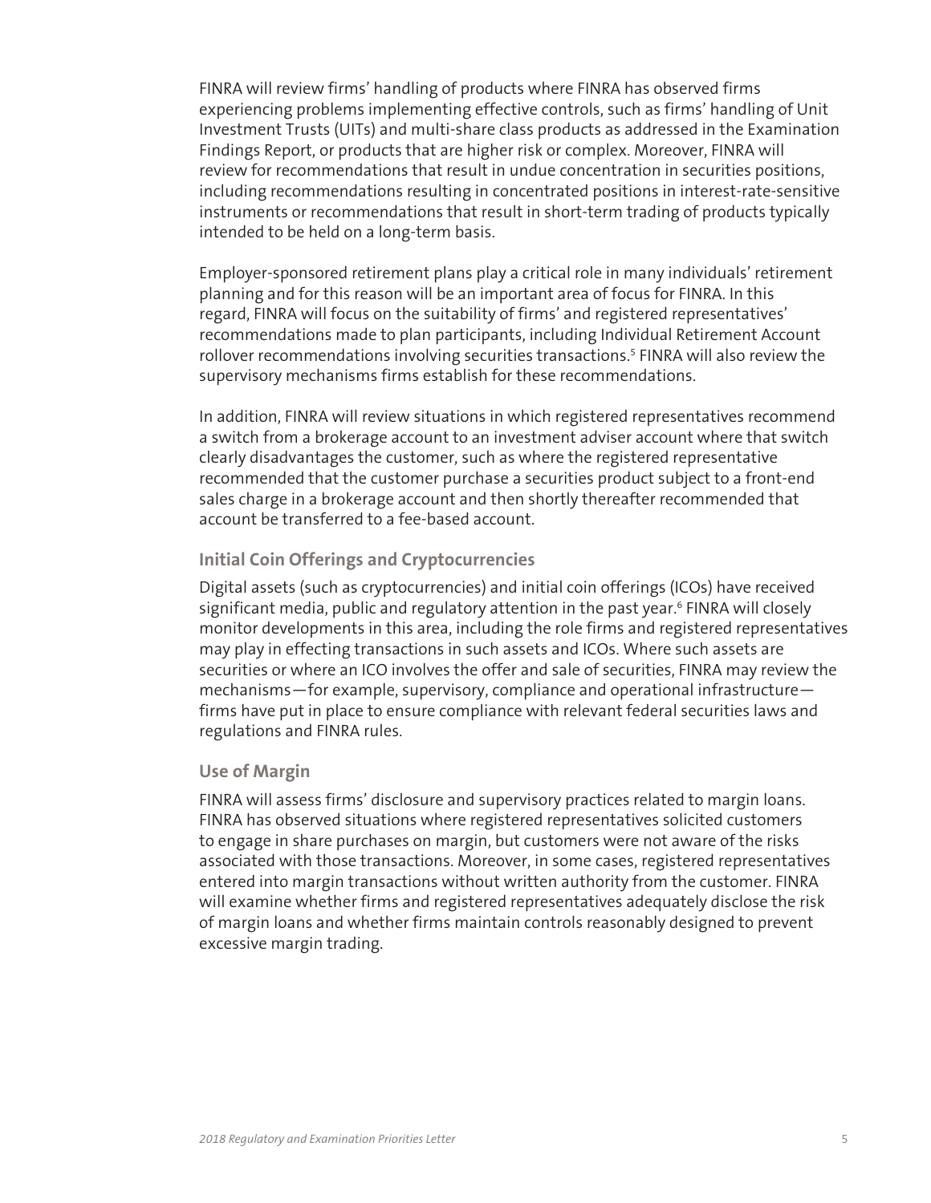FINRA will review firms' handling of products where FINRA has observed firms experiencing problems implementing effective controls, such as firms' handling of Unit Investment Trusts (UITs) and multi-share class products as addressed in the Examination Findings Report, or products that are higher risk or complex. Moreover, FINRA will review for recommendations that result in undue concentration in securities positions, including recommendations resulting in concentrated positions in interest-rate-sensitive instruments or recommendations that result in short-term trading of products typically intended to be held on a long-term basis.

Employer-sponsored retirement plans play a critical role in many individuals' retirement planning and for this reason will be an important area of focus for FINRA. In this regard, FINRA will focus on the suitability of firms' and registered representatives' recommendations made to plan participants, including Individual Retirement Account rollover recommendations involving securities transactions.[5] FINRA will also review the supervisory mechanisms firms establish for these recommendations.

In addition, FINRA will review situations in which registered representatives recommend a switch from a brokerage account to an investment adviser account where that switch clearly disadvantages the customer, such as where the registered representative recommended that the customer purchase a securities product subject to a front-end sales charge in a brokerage account and then shortly thereafter recommended that account be transferred to a fee-based account.

### Initial Coin Offerings and Cryptocurrencies

Digital assets (such as cryptocurrencies) and initial coin offerings (ICOs) have received significant media, public and regulatory attention in the past year.[6] FINRA will closely monitor developments in this area, including the role firms and registered representatives may play in effecting transactions in such assets and ICOs. Where such assets are securities or where an ICO involves the offer and sale of securities, FINRA may review the mechanisms—for example, supervisory, compliance and operational infrastructure—firms have put in place to ensure compliance with relevant federal securities laws and regulations and FINRA rules.

### Use of Margin

FINRA will assess firms' disclosure and supervisory practices related to margin loans. FINRA has observed situations where registered representatives solicited customers to engage in share purchases on margin, but customers were not aware of the risks associated with those transactions. Moreover, in some cases, registered representatives entered into margin transactions without written authority from the customer. FINRA will examine whether firms and registered representatives adequately disclose the risk of margin loans and whether firms maintain controls reasonably designed to prevent excessive margin trading.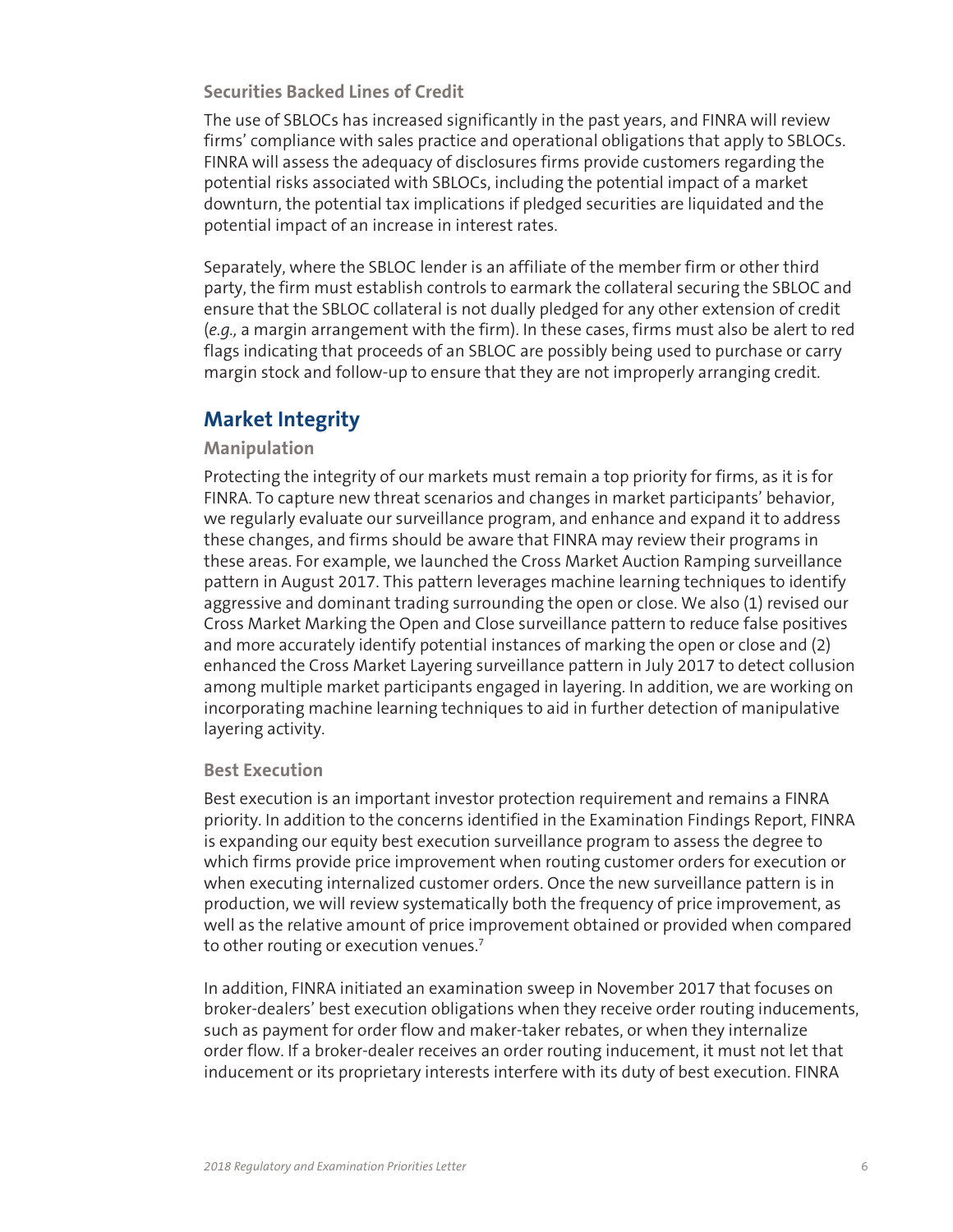### Securities Backed Lines of Credit

The use of SBLOCs has increased significantly in the past years, and FINRA will review firms' compliance with sales practice and operational obligations that apply to SBLOCs. FINRA will assess the adequacy of disclosures firms provide customers regarding the potential risks associated with SBLOCs, including the potential impact of a market downturn, the potential tax implications if pledged securities are liquidated and the potential impact of an increase in interest rates.

Separately, where the SBLOC lender is an affiliate of the member firm or other third party, the firm must establish controls to earmark the collateral securing the SBLOC and ensure that the SBLOC collateral is not dually pledged for any other extension of credit (*e.g.,* a margin arrangement with the firm). In these cases, firms must also be alert to red flags indicating that proceeds of an SBLOC are possibly being used to purchase or carry margin stock and follow-up to ensure that they are not improperly arranging credit.

## Market Integrity

### Manipulation

Protecting the integrity of our markets must remain a top priority for firms, as it is for FINRA. To capture new threat scenarios and changes in market participants' behavior, we regularly evaluate our surveillance program, and enhance and expand it to address these changes, and firms should be aware that FINRA may review their programs in these areas. For example, we launched the Cross Market Auction Ramping surveillance pattern in August 2017. This pattern leverages machine learning techniques to identify aggressive and dominant trading surrounding the open or close. We also (1) revised our Cross Market Marking the Open and Close surveillance pattern to reduce false positives and more accurately identify potential instances of marking the open or close and (2) enhanced the Cross Market Layering surveillance pattern in July 2017 to detect collusion among multiple market participants engaged in layering. In addition, we are working on incorporating machine learning techniques to aid in further detection of manipulative layering activity.

### Best Execution

Best execution is an important investor protection requirement and remains a FINRA priority. In addition to the concerns identified in the Examination Findings Report, FINRA is expanding our equity best execution surveillance program to assess the degree to which firms provide price improvement when routing customer orders for execution or when executing internalized customer orders. Once the new surveillance pattern is in production, we will review systematically both the frequency of price improvement, as well as the relative amount of price improvement obtained or provided when compared to other routing or execution venues.[7]

In addition, FINRA initiated an examination sweep in November 2017 that focuses on broker-dealers' best execution obligations when they receive order routing inducements, such as payment for order flow and maker-taker rebates, or when they internalize order flow. If a broker-dealer receives an order routing inducement, it must not let that inducement or its proprietary interests interfere with its duty of best execution. FINRA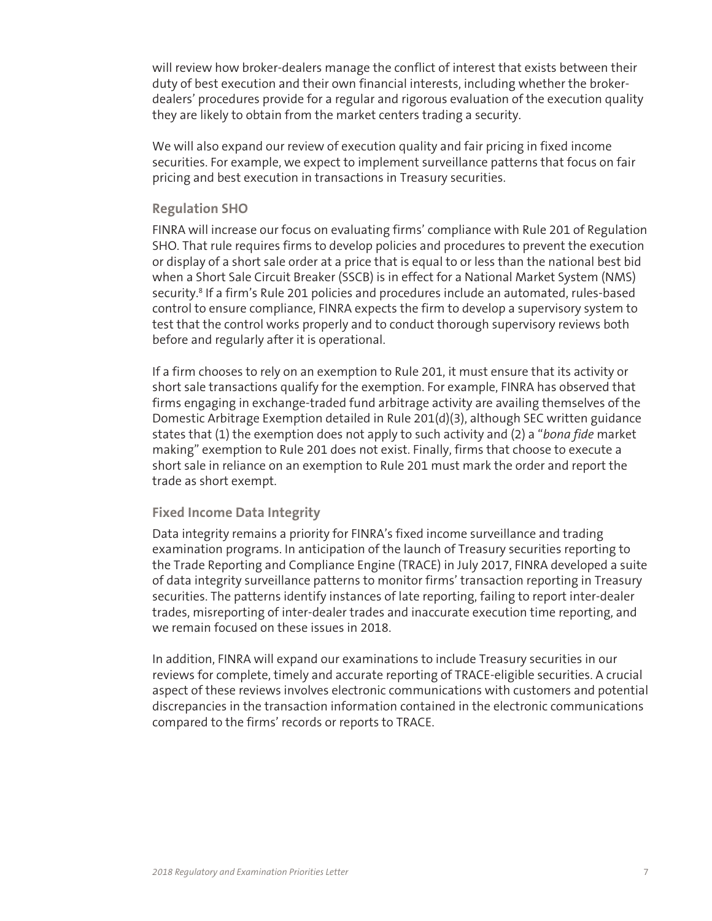will review how broker-dealers manage the conflict of interest that exists between their duty of best execution and their own financial interests, including whether the broker-dealers' procedures provide for a regular and rigorous evaluation of the execution quality they are likely to obtain from the market centers trading a security.

We will also expand our review of execution quality and fair pricing in fixed income securities. For example, we expect to implement surveillance patterns that focus on fair pricing and best execution in transactions in Treasury securities.

### Regulation SHO

FINRA will increase our focus on evaluating firms' compliance with Rule 201 of Regulation SHO. That rule requires firms to develop policies and procedures to prevent the execution or display of a short sale order at a price that is equal to or less than the national best bid when a Short Sale Circuit Breaker (SSCB) is in effect for a National Market System (NMS) security.[8] If a firm's Rule 201 policies and procedures include an automated, rules-based control to ensure compliance, FINRA expects the firm to develop a supervisory system to test that the control works properly and to conduct thorough supervisory reviews both before and regularly after it is operational.

If a firm chooses to rely on an exemption to Rule 201, it must ensure that its activity or short sale transactions qualify for the exemption. For example, FINRA has observed that firms engaging in exchange-traded fund arbitrage activity are availing themselves of the Domestic Arbitrage Exemption detailed in Rule 201(d)(3), although SEC written guidance states that (1) the exemption does not apply to such activity and (2) a "*bona fide* market making" exemption to Rule 201 does not exist. Finally, firms that choose to execute a short sale in reliance on an exemption to Rule 201 must mark the order and report the trade as short exempt.

### Fixed Income Data Integrity

Data integrity remains a priority for FINRA's fixed income surveillance and trading examination programs. In anticipation of the launch of Treasury securities reporting to the Trade Reporting and Compliance Engine (TRACE) in July 2017, FINRA developed a suite of data integrity surveillance patterns to monitor firms' transaction reporting in Treasury securities. The patterns identify instances of late reporting, failing to report inter-dealer trades, misreporting of inter-dealer trades and inaccurate execution time reporting, and we remain focused on these issues in 2018.

In addition, FINRA will expand our examinations to include Treasury securities in our reviews for complete, timely and accurate reporting of TRACE-eligible securities. A crucial aspect of these reviews involves electronic communications with customers and potential discrepancies in the transaction information contained in the electronic communications compared to the firms' records or reports to TRACE.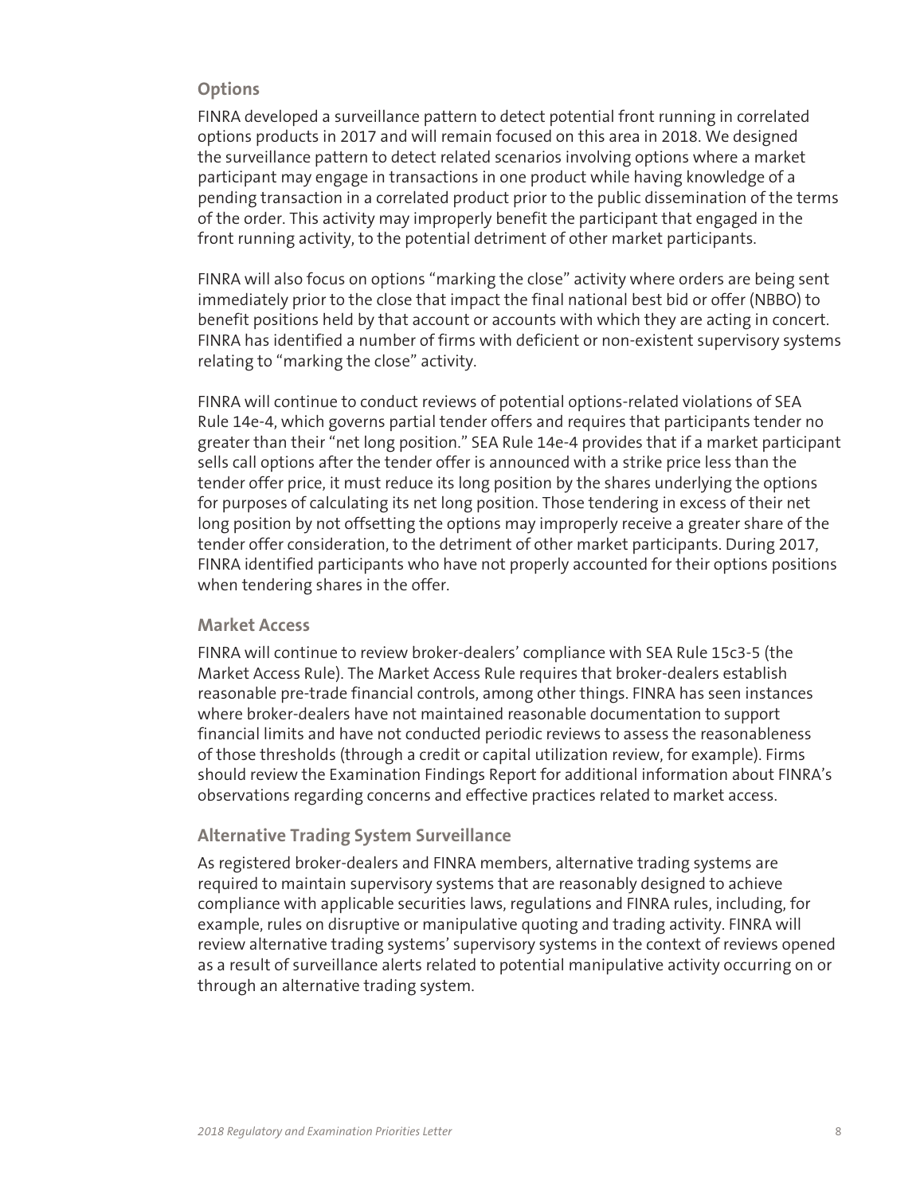### Options

FINRA developed a surveillance pattern to detect potential front running in correlated options products in 2017 and will remain focused on this area in 2018. We designed the surveillance pattern to detect related scenarios involving options where a market participant may engage in transactions in one product while having knowledge of a pending transaction in a correlated product prior to the public dissemination of the terms of the order. This activity may improperly benefit the participant that engaged in the front running activity, to the potential detriment of other market participants.

FINRA will also focus on options "marking the close" activity where orders are being sent immediately prior to the close that impact the final national best bid or offer (NBBO) to benefit positions held by that account or accounts with which they are acting in concert. FINRA has identified a number of firms with deficient or non-existent supervisory systems relating to "marking the close" activity.

FINRA will continue to conduct reviews of potential options-related violations of SEA Rule 14e-4, which governs partial tender offers and requires that participants tender no greater than their "net long position." SEA Rule 14e-4 provides that if a market participant sells call options after the tender offer is announced with a strike price less than the tender offer price, it must reduce its long position by the shares underlying the options for purposes of calculating its net long position. Those tendering in excess of their net long position by not offsetting the options may improperly receive a greater share of the tender offer consideration, to the detriment of other market participants. During 2017, FINRA identified participants who have not properly accounted for their options positions when tendering shares in the offer.

### Market Access

FINRA will continue to review broker-dealers' compliance with SEA Rule 15c3-5 (the Market Access Rule). The Market Access Rule requires that broker-dealers establish reasonable pre-trade financial controls, among other things. FINRA has seen instances where broker-dealers have not maintained reasonable documentation to support financial limits and have not conducted periodic reviews to assess the reasonableness of those thresholds (through a credit or capital utilization review, for example). Firms should review the Examination Findings Report for additional information about FINRA's observations regarding concerns and effective practices related to market access.

### Alternative Trading System Surveillance

As registered broker-dealers and FINRA members, alternative trading systems are required to maintain supervisory systems that are reasonably designed to achieve compliance with applicable securities laws, regulations and FINRA rules, including, for example, rules on disruptive or manipulative quoting and trading activity. FINRA will review alternative trading systems' supervisory systems in the context of reviews opened as a result of surveillance alerts related to potential manipulative activity occurring on or through an alternative trading system.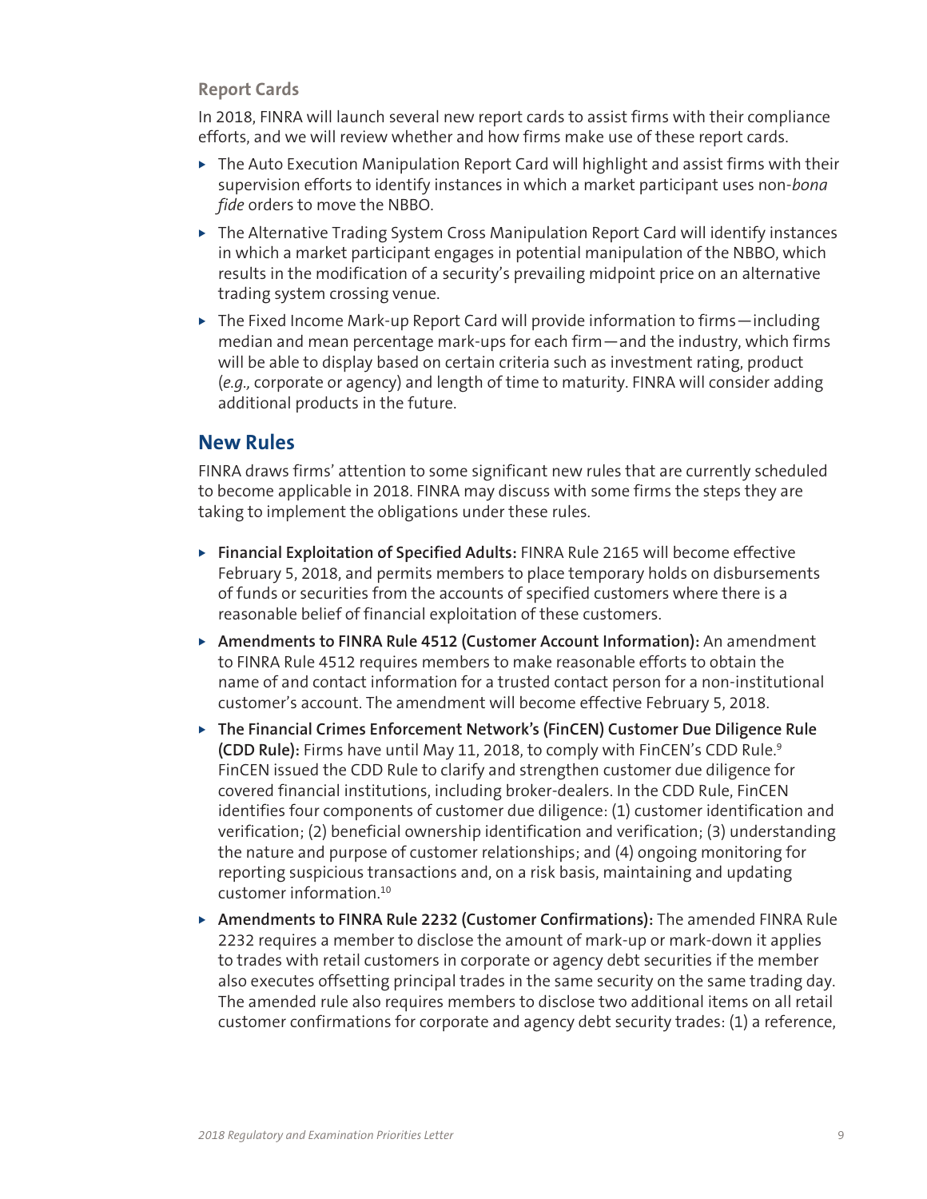### Report Cards

In 2018, FINRA will launch several new report cards to assist firms with their compliance efforts, and we will review whether and how firms make use of these report cards.

- The Auto Execution Manipulation Report Card will highlight and assist firms with their supervision efforts to identify instances in which a market participant uses non-*bona fide* orders to move the NBBO.
- The Alternative Trading System Cross Manipulation Report Card will identify instances in which a market participant engages in potential manipulation of the NBBO, which results in the modification of a security's prevailing midpoint price on an alternative trading system crossing venue.
- The Fixed Income Mark-up Report Card will provide information to firms—including median and mean percentage mark-ups for each firm—and the industry, which firms will be able to display based on certain criteria such as investment rating, product (*e.g.,* corporate or agency) and length of time to maturity. FINRA will consider adding additional products in the future.

## New Rules

FINRA draws firms' attention to some significant new rules that are currently scheduled to become applicable in 2018. FINRA may discuss with some firms the steps they are taking to implement the obligations under these rules.

- **Financial Exploitation of Specified Adults:** FINRA Rule 2165 will become effective February 5, 2018, and permits members to place temporary holds on disbursements of funds or securities from the accounts of specified customers where there is a reasonable belief of financial exploitation of these customers.
- **Amendments to FINRA Rule 4512 (Customer Account Information):** An amendment to FINRA Rule 4512 requires members to make reasonable efforts to obtain the name of and contact information for a trusted contact person for a non-institutional customer's account. The amendment will become effective February 5, 2018.
- **The Financial Crimes Enforcement Network's (FinCEN) Customer Due Diligence Rule (CDD Rule):** Firms have until May 11, 2018, to comply with FinCEN's CDD Rule.[9] FinCEN issued the CDD Rule to clarify and strengthen customer due diligence for covered financial institutions, including broker-dealers. In the CDD Rule, FinCEN identifies four components of customer due diligence: (1) customer identification and verification; (2) beneficial ownership identification and verification; (3) understanding the nature and purpose of customer relationships; and (4) ongoing monitoring for reporting suspicious transactions and, on a risk basis, maintaining and updating customer information.[10]
- **Amendments to FINRA Rule 2232 (Customer Confirmations):** The amended FINRA Rule 2232 requires a member to disclose the amount of mark-up or mark-down it applies to trades with retail customers in corporate or agency debt securities if the member also executes offsetting principal trades in the same security on the same trading day. The amended rule also requires members to disclose two additional items on all retail customer confirmations for corporate and agency debt security trades: (1) a reference,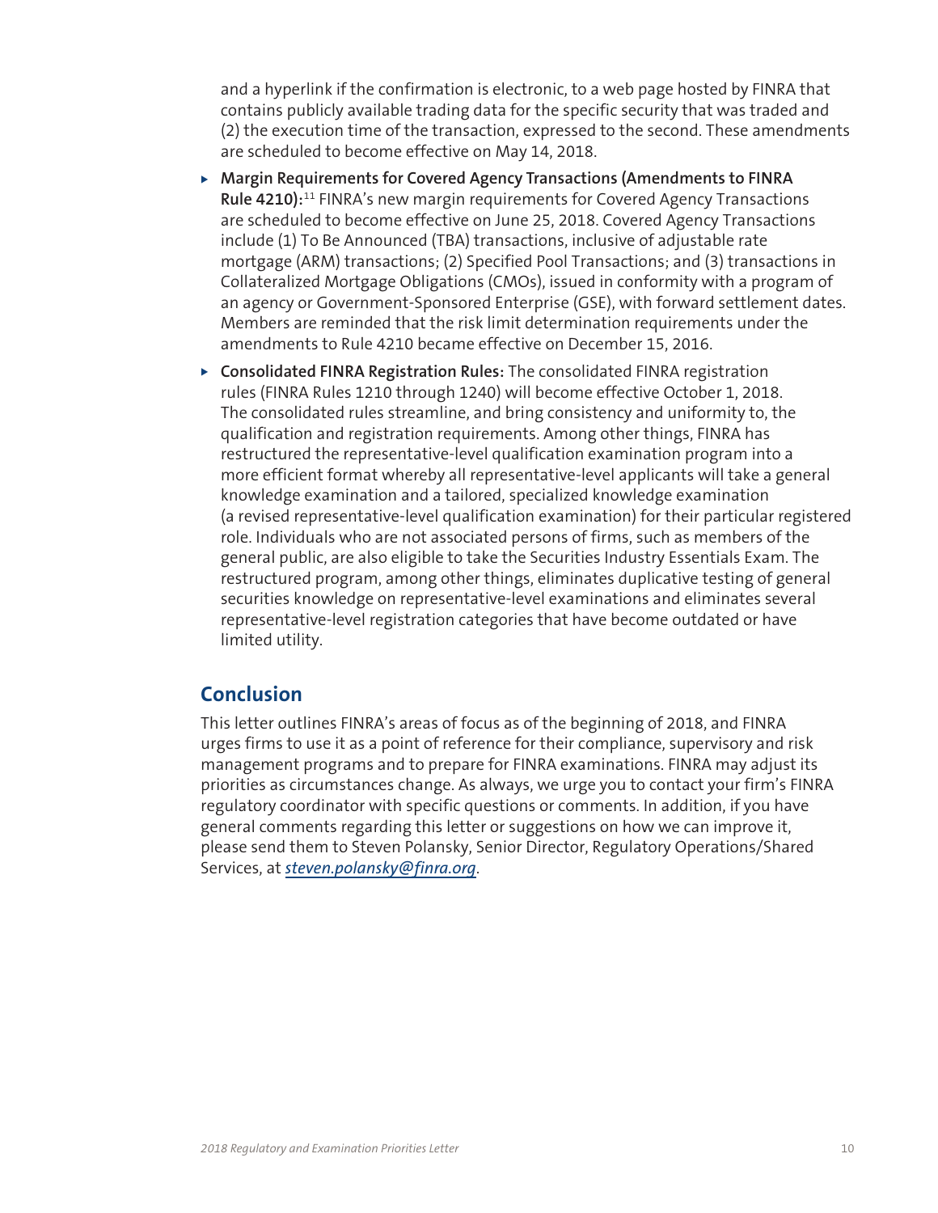and a hyperlink if the confirmation is electronic, to a web page hosted by FINRA that contains publicly available trading data for the specific security that was traded and (2) the execution time of the transaction, expressed to the second. These amendments are scheduled to become effective on May 14, 2018.

- **Margin Requirements for Covered Agency Transactions (Amendments to FINRA Rule 4210):**[11] FINRA's new margin requirements for Covered Agency Transactions are scheduled to become effective on June 25, 2018. Covered Agency Transactions include (1) To Be Announced (TBA) transactions, inclusive of adjustable rate mortgage (ARM) transactions; (2) Specified Pool Transactions; and (3) transactions in Collateralized Mortgage Obligations (CMOs), issued in conformity with a program of an agency or Government-Sponsored Enterprise (GSE), with forward settlement dates. Members are reminded that the risk limit determination requirements under the amendments to Rule 4210 became effective on December 15, 2016.
- **Consolidated FINRA Registration Rules:** The consolidated FINRA registration rules (FINRA Rules 1210 through 1240) will become effective October 1, 2018. The consolidated rules streamline, and bring consistency and uniformity to, the qualification and registration requirements. Among other things, FINRA has restructured the representative-level qualification examination program into a more efficient format whereby all representative-level applicants will take a general knowledge examination and a tailored, specialized knowledge examination (a revised representative-level qualification examination) for their particular registered role. Individuals who are not associated persons of firms, such as members of the general public, are also eligible to take the Securities Industry Essentials Exam. The restructured program, among other things, eliminates duplicative testing of general securities knowledge on representative-level examinations and eliminates several representative-level registration categories that have become outdated or have limited utility.

## Conclusion

This letter outlines FINRA's areas of focus as of the beginning of 2018, and FINRA urges firms to use it as a point of reference for their compliance, supervisory and risk management programs and to prepare for FINRA examinations. FINRA may adjust its priorities as circumstances change. As always, we urge you to contact your firm's FINRA regulatory coordinator with specific questions or comments. In addition, if you have general comments regarding this letter or suggestions on how we can improve it, please send them to Steven Polansky, Senior Director, Regulatory Operations/Shared Services, at *steven.polansky@finra.org*.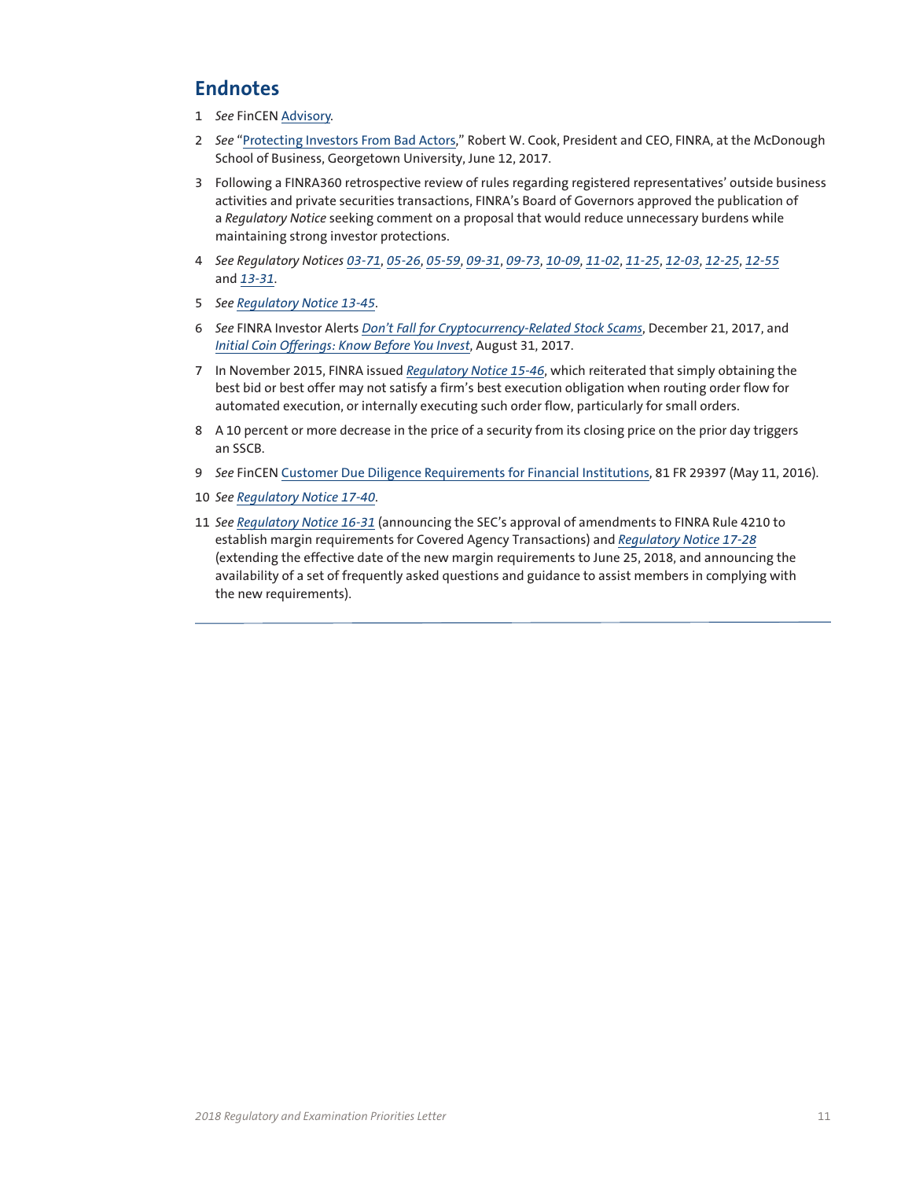## Endnotes

1. *See* FinCEN Advisory.
2. *See* "Protecting Investors From Bad Actors," Robert W. Cook, President and CEO, FINRA, at the McDonough School of Business, Georgetown University, June 12, 2017.
3. Following a FINRA360 retrospective review of rules regarding registered representatives' outside business activities and private securities transactions, FINRA's Board of Governors approved the publication of a *Regulatory Notice* seeking comment on a proposal that would reduce unnecessary burdens while maintaining strong investor protections.
4. *See Regulatory Notices 03-71*, *05-26*, *05-59*, *09-31*, *09-73*, *10-09*, *11-02*, *11-25*, *12-03*, *12-25*, *12-55* and *13-31*.
5. *See Regulatory Notice 13-45*.
6. *See* FINRA Investor Alerts *Don't Fall for Cryptocurrency-Related Stock Scams*, December 21, 2017, and *Initial Coin Offerings: Know Before You Invest*, August 31, 2017.
7. In November 2015, FINRA issued *Regulatory Notice 15-46*, which reiterated that simply obtaining the best bid or best offer may not satisfy a firm's best execution obligation when routing order flow for automated execution, or internally executing such order flow, particularly for small orders.
8. A 10 percent or more decrease in the price of a security from its closing price on the prior day triggers an SSCB.
9. *See* FinCEN Customer Due Diligence Requirements for Financial Institutions, 81 FR 29397 (May 11, 2016).
10. *See Regulatory Notice 17-40*.
11. *See Regulatory Notice 16-31* (announcing the SEC's approval of amendments to FINRA Rule 4210 to establish margin requirements for Covered Agency Transactions) and *Regulatory Notice 17-28* (extending the effective date of the new margin requirements to June 25, 2018, and announcing the availability of a set of frequently asked questions and guidance to assist members in complying with the new requirements).